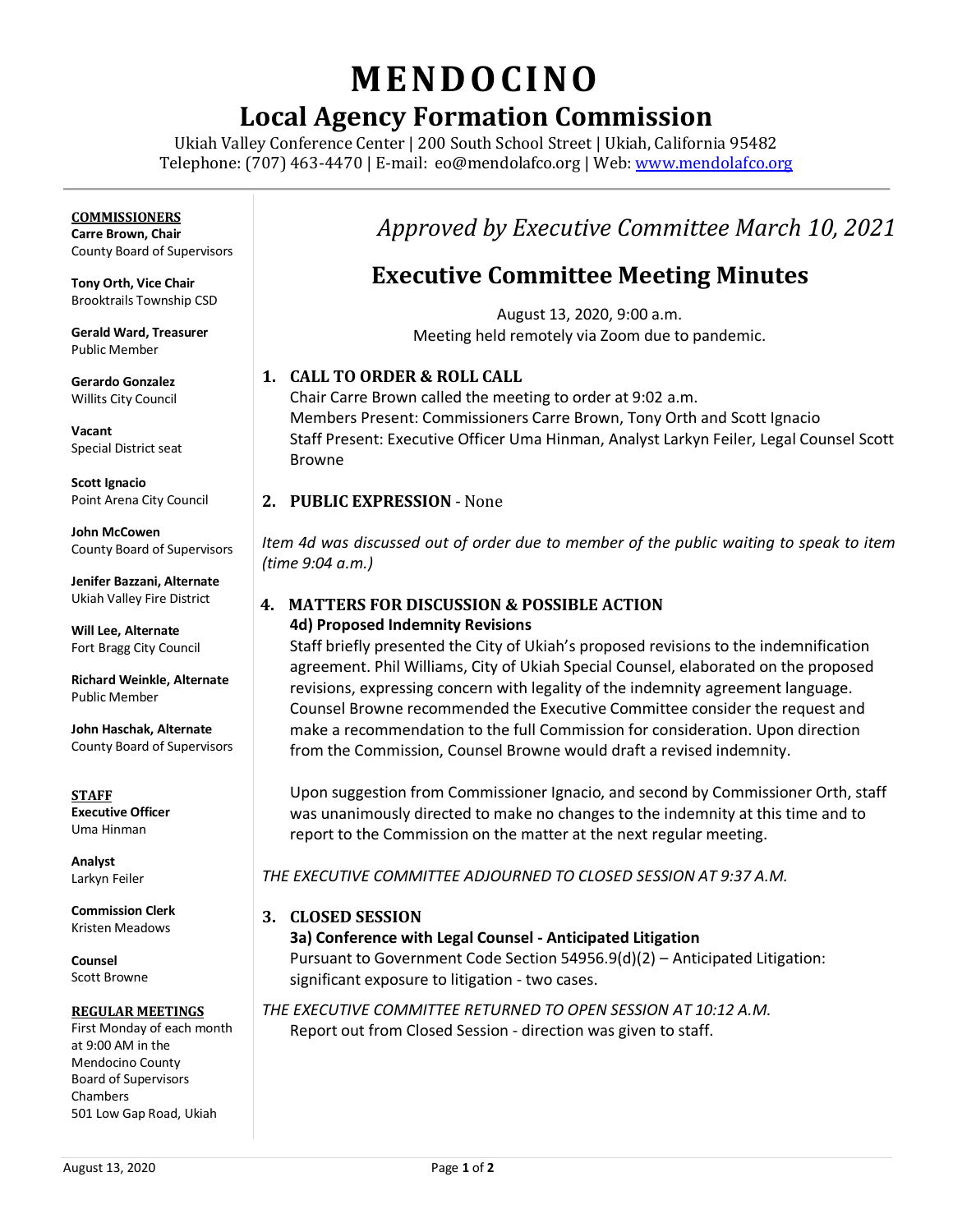# MENDOCINO

## Local Agency Formation Commission

Ukiah Valley Conference Center | 200 South School Street | Ukiah, California 95482
Telephone: (707) 463-4470 | E-mail: eo@mendolafco.org | Web: www.mendolafco.org

**COMMISSIONERS**

**Carre Brown, Chair**
County Board of Supervisors

**Tony Orth, Vice Chair**
Brooktrails Township CSD

**Gerald Ward, Treasurer**
Public Member

**Gerardo Gonzalez**
Willits City Council

**Vacant**
Special District seat

**Scott Ignacio**
Point Arena City Council

**John McCowen**
County Board of Supervisors

**Jenifer Bazzani, Alternate**
Ukiah Valley Fire District

**Will Lee, Alternate**
Fort Bragg City Council

**Richard Weinkle, Alternate**
Public Member

**John Haschak, Alternate**
County Board of Supervisors

**STAFF**

**Executive Officer**
Uma Hinman

**Analyst**
Larkyn Feiler

**Commission Clerk**
Kristen Meadows

**Counsel**
Scott Browne

**REGULAR MEETINGS**

First Monday of each month at 9:00 AM in the Mendocino County Board of Supervisors Chambers
501 Low Gap Road, Ukiah

*Approved by Executive Committee March 10, 2021*

## Executive Committee Meeting Minutes

August 13, 2020, 9:00 a.m.
Meeting held remotely via Zoom due to pandemic.

### 1. CALL TO ORDER & ROLL CALL

Chair Carre Brown called the meeting to order at 9:02 a.m.
Members Present: Commissioners Carre Brown, Tony Orth and Scott Ignacio
Staff Present: Executive Officer Uma Hinman, Analyst Larkyn Feiler, Legal Counsel Scott Browne

### 2. PUBLIC EXPRESSION - None

*Item 4d was discussed out of order due to member of the public waiting to speak to item (time 9:04 a.m.)*

### 4. MATTERS FOR DISCUSSION & POSSIBLE ACTION

**4d) Proposed Indemnity Revisions**

Staff briefly presented the City of Ukiah's proposed revisions to the indemnification agreement. Phil Williams, City of Ukiah Special Counsel, elaborated on the proposed revisions, expressing concern with legality of the indemnity agreement language. Counsel Browne recommended the Executive Committee consider the request and make a recommendation to the full Commission for consideration. Upon direction from the Commission, Counsel Browne would draft a revised indemnity.

Upon suggestion from Commissioner Ignacio, and second by Commissioner Orth, staff was unanimously directed to make no changes to the indemnity at this time and to report to the Commission on the matter at the next regular meeting.

*THE EXECUTIVE COMMITTEE ADJOURNED TO CLOSED SESSION AT 9:37 A.M.*

### 3. CLOSED SESSION

**3a) Conference with Legal Counsel - Anticipated Litigation**

Pursuant to Government Code Section 54956.9(d)(2) – Anticipated Litigation: significant exposure to litigation - two cases.

*THE EXECUTIVE COMMITTEE RETURNED TO OPEN SESSION AT 10:12 A.M.*

Report out from Closed Session - direction was given to staff.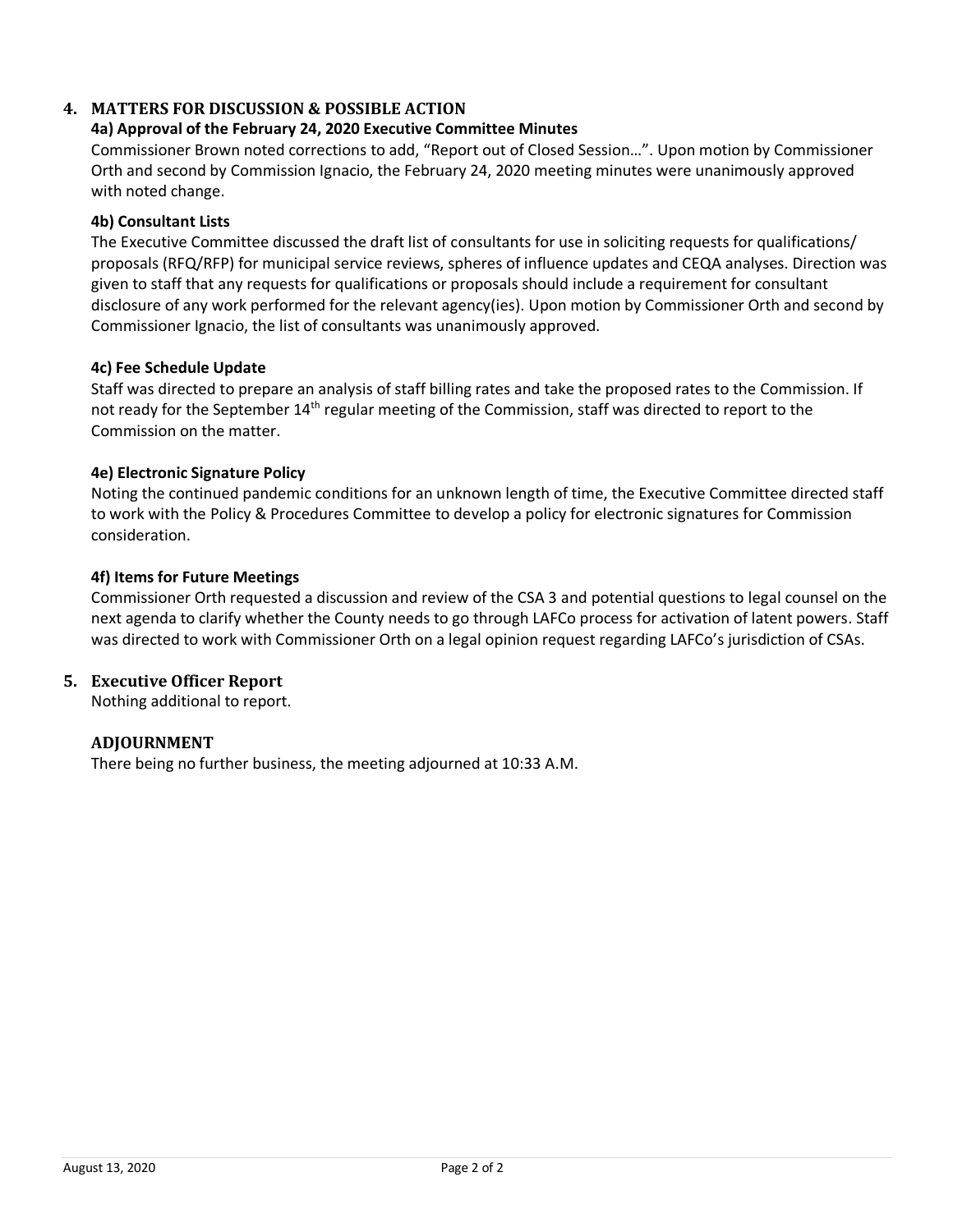## 4. MATTERS FOR DISCUSSION & POSSIBLE ACTION

### 4a) Approval of the February 24, 2020 Executive Committee Minutes

Commissioner Brown noted corrections to add, "Report out of Closed Session…". Upon motion by Commissioner Orth and second by Commission Ignacio, the February 24, 2020 meeting minutes were unanimously approved with noted change.

### 4b) Consultant Lists

The Executive Committee discussed the draft list of consultants for use in soliciting requests for qualifications/ proposals (RFQ/RFP) for municipal service reviews, spheres of influence updates and CEQA analyses. Direction was given to staff that any requests for qualifications or proposals should include a requirement for consultant disclosure of any work performed for the relevant agency(ies). Upon motion by Commissioner Orth and second by Commissioner Ignacio, the list of consultants was unanimously approved.

### 4c) Fee Schedule Update

Staff was directed to prepare an analysis of staff billing rates and take the proposed rates to the Commission. If not ready for the September 14th regular meeting of the Commission, staff was directed to report to the Commission on the matter.

### 4e) Electronic Signature Policy

Noting the continued pandemic conditions for an unknown length of time, the Executive Committee directed staff to work with the Policy & Procedures Committee to develop a policy for electronic signatures for Commission consideration.

### 4f) Items for Future Meetings

Commissioner Orth requested a discussion and review of the CSA 3 and potential questions to legal counsel on the next agenda to clarify whether the County needs to go through LAFCo process for activation of latent powers. Staff was directed to work with Commissioner Orth on a legal opinion request regarding LAFCo's jurisdiction of CSAs.

## 5. Executive Officer Report

Nothing additional to report.

## ADJOURNMENT

There being no further business, the meeting adjourned at 10:33 A.M.

August 13, 2020